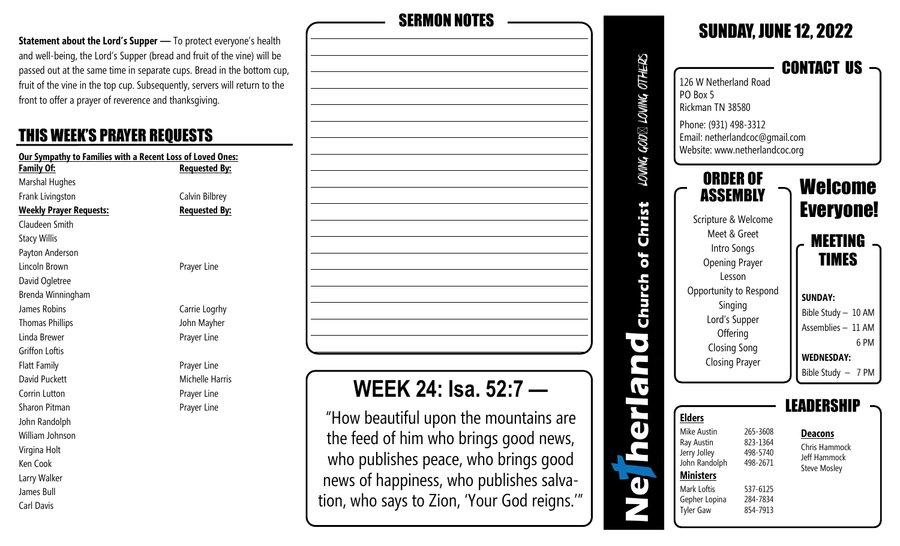**Statement about the Lord's Supper —** To protect everyone's health and well-being, the Lord's Supper (bread and fruit of the vine) will be passed out at the same time in separate cups. Bread in the bottom cup, fruit of the vine in the top cup. Subsequently, servers will return to the front to offer a prayer of reverence and thanksgiving.

## THIS WEEK'S PRAYER REQUESTS

**Our Sympathy to Families with a Recent Loss of Loved Ones:**

| Family Of: | Requested By: |
|---|---|
| Marshal Hughes | |
| Frank Livingston | Calvin Bilbrey |

| Weekly Prayer Requests: | Requested By: |
|---|---|
| Claudeen Smith | |
| Stacy Willis | |
| Payton Anderson | |
| Lincoln Brown | Prayer Line |
| David Ogletree | |
| Brenda Winningham | |
| James Robins | Carrie Logrhy |
| Thomas Phillips | John Mayher |
| Linda Brewer | Prayer Line |
| Griffon Loftis | |
| Flatt Family | Prayer Line |
| David Puckett | Michelle Harris |
| Corrin Lutton | Prayer Line |
| Sharon Pitman | Prayer Line |
| John Randolph | |
| William Johnson | |
| Virgina Holt | |
| Ken Cook | |
| Larry Walker | |
| James Bull | |
| Carl Davis | |

## SERMON NOTES

## WEEK 24: Isa. 52:7 —

"How beautiful upon the mountains are the feed of him who brings good news, who publishes peace, who brings good news of happiness, who publishes salvation, who says to Zion, 'Your God reigns.'"

# Netherland Church of Christ

LOVING GOD LOVING OTHERS

# SUNDAY, JUNE 12, 2022

## CONTACT US

126 W Netherland Road
PO Box 5
Rickman TN 38580

Phone: (931) 498-3312
Email: netherlandcoc@gmail.com
Website: www.netherlandcoc.org

## ORDER OF ASSEMBLY

Scripture & Welcome
Meet & Greet
Intro Songs
Opening Prayer
Lesson
Opportunity to Respond
Singing
Lord's Supper
Offering
Closing Song
Closing Prayer

## Welcome Everyone!

## MEETING TIMES

**SUNDAY:**
Bible Study – 10 AM
Assemblies – 11 AM
6 PM

**WEDNESDAY:**
Bible Study – 7 PM

## LEADERSHIP

**Elders**

| | |
|---|---|
| Mike Austin | 265-3608 |
| Ray Austin | 823-1364 |
| Jerry Jolley | 498-5740 |
| John Randolph | 498-2671 |

**Ministers**

| | |
|---|---|
| Mark Loftis | 537-6125 |
| Gepher Lopina | 284-7834 |
| Tyler Gaw | 854-7913 |

**Deacons**

Chris Hammock
Jeff Hammock
Steve Mosley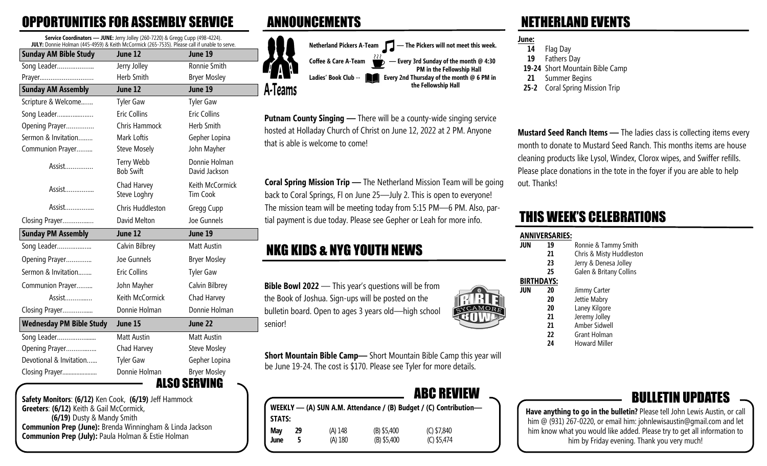# OPPORTUNITIES FOR ASSEMBLY SERVICE

**Service Coordinators — JUNE:** Jerry Jolley (260-7220) & Gregg Cupp (498-4224).
**JULY:** Donnie Holman (445-4959) & Keith McCormick (265-7535). Please call if unable to serve.

| **Sunday AM Bible Study** | **June 12** | **June 19** |
|---|---|---|
| Song Leader……………….. | Jerry Jolley | Ronnie Smith |
| Prayer……………………….. | Herb Smith | Bryer Mosley |
| **Sunday AM Assembly** | **June 12** | **June 19** |
| Scripture & Welcome……. | Tyler Gaw | Tyler Gaw |
| Song Leader………………. | Eric Collins | Eric Collins |
| Opening Prayer…………… | Chris Hammock | Herb Smith |
| Sermon & Invitation…….. | Mark Loftis | Gepher Lopina |
| Communion Prayer……… | Steve Mosely | John Mayher |
| Assist…………… | Terry Webb<br>Bob Swift | Donnie Holman<br>David Jackson |
| Assist……………. | Chad Harvey<br>Steve Loghry | Keith McCormick<br>Tim Cook |
| Assist……………. | Chris Huddleston | Gregg Cupp |
| Closing Prayer…………….. | David Melton | Joe Gunnels |
| **Sunday PM Assembly** | **June 12** | **June 19** |
| Song Leader………………. | Calvin Bilbrey | Matt Austin |
| Opening Prayer………….. | Joe Gunnels | Bryer Mosley |
| Sermon & Invitation…….. | Eric Collins | Tyler Gaw |
| Communion Prayer……… | John Mayher | Calvin Bilbrey |
| Assist…………… | Keith McCormick | Chad Harvey |
| Closing Prayer……………. | Donnie Holman | Donnie Holman |
| **Wednesday PM Bible Study** | **June 15** | **June 22** |
| Song Leader………………... | Matt Austin | Matt Austin |
| Opening Prayer…………….. | Chad Harvey | Steve Mosley |
| Devotional & Invitation…… | Tyler Gaw | Gepher Lopina |
| Closing Prayer………………. | Donnie Holman | Bryer Mosley |

## ALSO SERVING

**Safety Monitors**: **(6/12)** Ken Cook, **(6/19)** Jeff Hammock
**Greeters**: **(6/12)** Keith & Gail McCormick,
**(6/19)** Dusty & Mandy Smith
**Communion Prep (June):** Brenda Winningham & Linda Jackson
**Communion Prep (July):** Paula Holman & Estie Holman

# ANNOUNCEMENTS

A-Teams

**Netherland Pickers A-Team** — The Pickers will not meet this week.
**Coffee & Care A-Team** — Every 3rd Sunday of the month @ 4:30 PM in the Fellowship Hall
**Ladies' Book Club** -- Every 2nd Thursday of the month @ 6 PM in the Fellowship Hall

**Putnam County Singing —** There will be a county-wide singing service hosted at Holladay Church of Christ on June 12, 2022 at 2 PM. Anyone that is able is welcome to come!

**Coral Spring Mission Trip —** The Netherland Mission Team will be going back to Coral Springs, Fl on June 25—July 2. This is open to everyone! The mission team will be meeting today from 5:15 PM—6 PM. Also, partial payment is due today. Please see Gepher or Leah for more info.

# NKG KIDS & NYG YOUTH NEWS

**Bible Bowl 2022** — This year's questions will be from the Book of Joshua. Sign-ups will be posted on the bulletin board. Open to ages 3 years old—high school senior!

**Short Mountain Bible Camp—** Short Mountain Bible Camp this year will be June 19-24. The cost is $170. Please see Tyler for more details.

## ABC REVIEW

**WEEKLY — (A) SUN A.M. Attendance / (B) Budget / (C) Contribution—**
**STATS:**

| | | | | |
|---|---|---|---|---|
| **May** | **29** | (A) 148 | (B) $5,400 | (C) $7,840 |
| **June** | **5** | (A) 180 | (B) $5,400 | (C) $5,474 |

# NETHERLAND EVENTS

**June:**
- **14** Flag Day
- **19** Fathers Day
- **19-24** Short Mountain Bible Camp
- **21** Summer Begins
- **25-2** Coral Spring Mission Trip

**Mustard Seed Ranch Items —** The ladies class is collecting items every month to donate to Mustard Seed Ranch. This months items are house cleaning products like Lysol, Windex, Clorox wipes, and Swiffer refills. Please place donations in the tote in the foyer if you are able to help out. Thanks!

# THIS WEEK'S CELEBRATIONS

**ANNIVERSARIES:**

| | | |
|---|---|---|
| **JUN** | **19** | Ronnie & Tammy Smith |
| | **21** | Chris & Misty Huddleston |
| | **23** | Jerry & Denesa Jolley |
| | **25** | Galen & Britany Collins |

**BIRTHDAYS:**

| | | |
|---|---|---|
| **JUN** | **20** | Jimmy Carter |
| | **20** | Jettie Mabry |
| | **20** | Laney Kilgore |
| | **21** | Jeremy Jolley |
| | **21** | Amber Sidwell |
| | **22** | Grant Holman |
| | **24** | Howard Miller |

## BULLETIN UPDATES

**Have anything to go in the bulletin?** Please tell John Lewis Austin, or call him @ (931) 267-0220, or email him: johnlewisaustin@gmail.com and let him know what you would like added. Please try to get all information to him by Friday evening. Thank you very much!